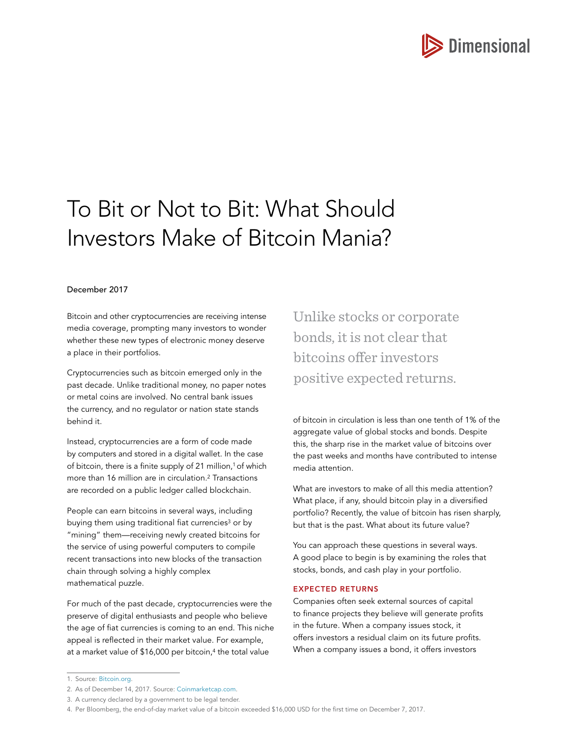# To Bit or Not to Bit: What Should Investors Make of Bitcoin Mania?

December 2017

Bitcoin and other cryptocurrencies are receiving intense media coverage, prompting many investors to wonder whether these new types of electronic money deserve a place in their portfolios.

Cryptocurrencies such as bitcoin emerged only in the past decade. Unlike traditional money, no paper notes or metal coins are involved. No central bank issues the currency, and no regulator or nation state stands behind it.

Instead, cryptocurrencies are a form of code made by computers and stored in a digital wallet. In the case of bitcoin, there is a finite supply of 21 million,[1] of which more than 16 million are in circulation.[2] Transactions are recorded on a public ledger called blockchain.

People can earn bitcoins in several ways, including buying them using traditional fiat currencies[3] or by "mining" them—receiving newly created bitcoins for the service of using powerful computers to compile recent transactions into new blocks of the transaction chain through solving a highly complex mathematical puzzle.

For much of the past decade, cryptocurrencies were the preserve of digital enthusiasts and people who believe the age of fiat currencies is coming to an end. This niche appeal is reflected in their market value. For example, at a market value of $16,000 per bitcoin,[4] the total value of bitcoin in circulation is less than one tenth of 1% of the aggregate value of global stocks and bonds. Despite this, the sharp rise in the market value of bitcoins over the past weeks and months have contributed to intense media attention.

> Unlike stocks or corporate bonds, it is not clear that bitcoins offer investors positive expected returns.

What are investors to make of all this media attention? What place, if any, should bitcoin play in a diversified portfolio? Recently, the value of bitcoin has risen sharply, but that is the past. What about its future value?

You can approach these questions in several ways. A good place to begin is by examining the roles that stocks, bonds, and cash play in your portfolio.

## EXPECTED RETURNS

Companies often seek external sources of capital to finance projects they believe will generate profits in the future. When a company issues stock, it offers investors a residual claim on its future profits. When a company issues a bond, it offers investors

---

1. Source: Bitcoin.org.
2. As of December 14, 2017. Source: Coinmarketcap.com.
3. A currency declared by a government to be legal tender.
4. Per Bloomberg, the end-of-day market value of a bitcoin exceeded $16,000 USD for the first time on December 7, 2017.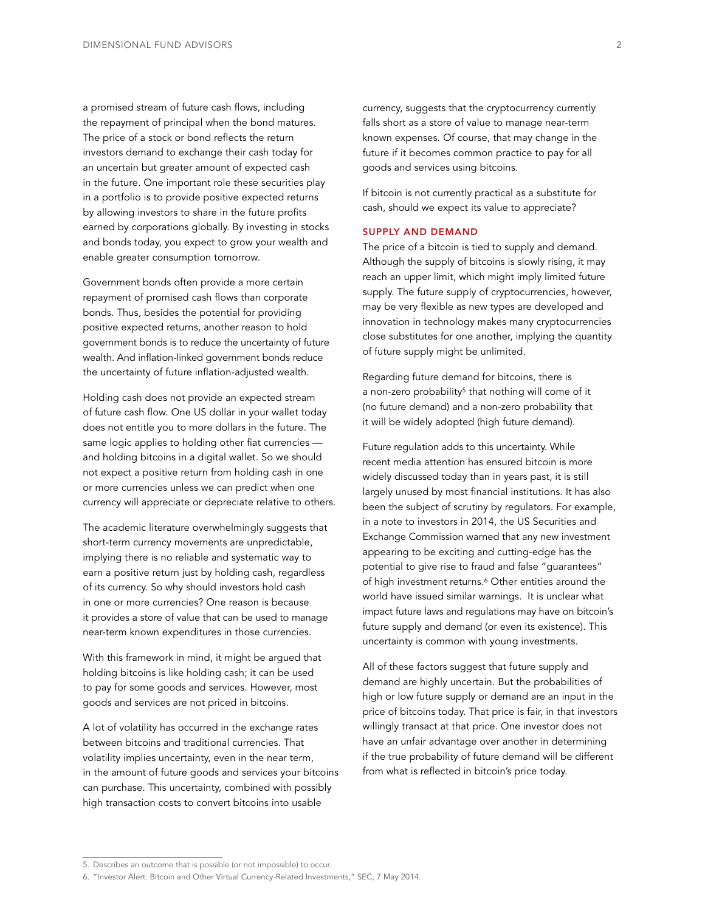a promised stream of future cash flows, including the repayment of principal when the bond matures. The price of a stock or bond reflects the return investors demand to exchange their cash today for an uncertain but greater amount of expected cash in the future. One important role these securities play in a portfolio is to provide positive expected returns by allowing investors to share in the future profits earned by corporations globally. By investing in stocks and bonds today, you expect to grow your wealth and enable greater consumption tomorrow.

Government bonds often provide a more certain repayment of promised cash flows than corporate bonds. Thus, besides the potential for providing positive expected returns, another reason to hold government bonds is to reduce the uncertainty of future wealth. And inflation-linked government bonds reduce the uncertainty of future inflation-adjusted wealth.

Holding cash does not provide an expected stream of future cash flow. One US dollar in your wallet today does not entitle you to more dollars in the future. The same logic applies to holding other fiat currencies — and holding bitcoins in a digital wallet. So we should not expect a positive return from holding cash in one or more currencies unless we can predict when one currency will appreciate or depreciate relative to others.

The academic literature overwhelmingly suggests that short-term currency movements are unpredictable, implying there is no reliable and systematic way to earn a positive return just by holding cash, regardless of its currency. So why should investors hold cash in one or more currencies? One reason is because it provides a store of value that can be used to manage near-term known expenditures in those currencies.

With this framework in mind, it might be argued that holding bitcoins is like holding cash; it can be used to pay for some goods and services. However, most goods and services are not priced in bitcoins.

A lot of volatility has occurred in the exchange rates between bitcoins and traditional currencies. That volatility implies uncertainty, even in the near term, in the amount of future goods and services your bitcoins can purchase. This uncertainty, combined with possibly high transaction costs to convert bitcoins into usable currency, suggests that the cryptocurrency currently falls short as a store of value to manage near-term known expenses. Of course, that may change in the future if it becomes common practice to pay for all goods and services using bitcoins.

If bitcoin is not currently practical as a substitute for cash, should we expect its value to appreciate?

## SUPPLY AND DEMAND

The price of a bitcoin is tied to supply and demand. Although the supply of bitcoins is slowly rising, it may reach an upper limit, which might imply limited future supply. The future supply of cryptocurrencies, however, may be very flexible as new types are developed and innovation in technology makes many cryptocurrencies close substitutes for one another, implying the quantity of future supply might be unlimited.

Regarding future demand for bitcoins, there is a non-zero probability[5] that nothing will come of it (no future demand) and a non-zero probability that it will be widely adopted (high future demand).

Future regulation adds to this uncertainty. While recent media attention has ensured bitcoin is more widely discussed today than in years past, it is still largely unused by most financial institutions. It has also been the subject of scrutiny by regulators. For example, in a note to investors in 2014, the US Securities and Exchange Commission warned that any new investment appearing to be exciting and cutting-edge has the potential to give rise to fraud and false "guarantees" of high investment returns.[6] Other entities around the world have issued similar warnings. It is unclear what impact future laws and regulations may have on bitcoin's future supply and demand (or even its existence). This uncertainty is common with young investments.

All of these factors suggest that future supply and demand are highly uncertain. But the probabilities of high or low future supply or demand are an input in the price of bitcoins today. That price is fair, in that investors willingly transact at that price. One investor does not have an unfair advantage over another in determining if the true probability of future demand will be different from what is reflected in bitcoin's price today.

---

5. Describes an outcome that is possible (or not impossible) to occur.
6. "Investor Alert: Bitcoin and Other Virtual Currency-Related Investments," SEC, 7 May 2014.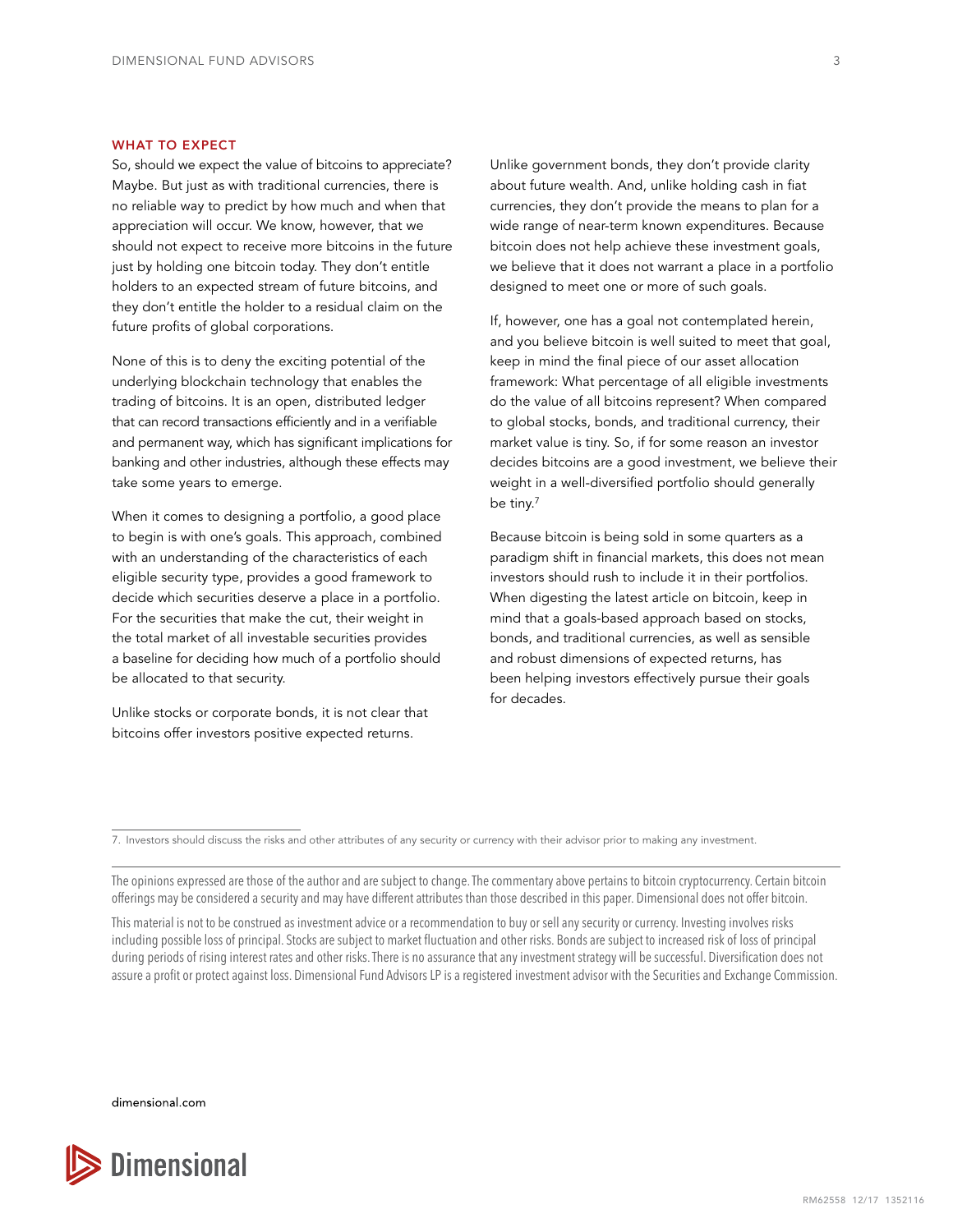## WHAT TO EXPECT

So, should we expect the value of bitcoins to appreciate? Maybe. But just as with traditional currencies, there is no reliable way to predict by how much and when that appreciation will occur. We know, however, that we should not expect to receive more bitcoins in the future just by holding one bitcoin today. They don't entitle holders to an expected stream of future bitcoins, and they don't entitle the holder to a residual claim on the future profits of global corporations.

None of this is to deny the exciting potential of the underlying blockchain technology that enables the trading of bitcoins. It is an open, distributed ledger that can record transactions efficiently and in a verifiable and permanent way, which has significant implications for banking and other industries, although these effects may take some years to emerge.

When it comes to designing a portfolio, a good place to begin is with one's goals. This approach, combined with an understanding of the characteristics of each eligible security type, provides a good framework to decide which securities deserve a place in a portfolio. For the securities that make the cut, their weight in the total market of all investable securities provides a baseline for deciding how much of a portfolio should be allocated to that security.

Unlike stocks or corporate bonds, it is not clear that bitcoins offer investors positive expected returns. Unlike government bonds, they don't provide clarity about future wealth. And, unlike holding cash in fiat currencies, they don't provide the means to plan for a wide range of near-term known expenditures. Because bitcoin does not help achieve these investment goals, we believe that it does not warrant a place in a portfolio designed to meet one or more of such goals.

If, however, one has a goal not contemplated herein, and you believe bitcoin is well suited to meet that goal, keep in mind the final piece of our asset allocation framework: What percentage of all eligible investments do the value of all bitcoins represent? When compared to global stocks, bonds, and traditional currency, their market value is tiny. So, if for some reason an investor decides bitcoins are a good investment, we believe their weight in a well-diversified portfolio should generally be tiny.[7]

Because bitcoin is being sold in some quarters as a paradigm shift in financial markets, this does not mean investors should rush to include it in their portfolios. When digesting the latest article on bitcoin, keep in mind that a goals-based approach based on stocks, bonds, and traditional currencies, as well as sensible and robust dimensions of expected returns, has been helping investors effectively pursue their goals for decades.

---

7. Investors should discuss the risks and other attributes of any security or currency with their advisor prior to making any investment.

---

The opinions expressed are those of the author and are subject to change. The commentary above pertains to bitcoin cryptocurrency. Certain bitcoin offerings may be considered a security and may have different attributes than those described in this paper. Dimensional does not offer bitcoin.

This material is not to be construed as investment advice or a recommendation to buy or sell any security or currency. Investing involves risks including possible loss of principal. Stocks are subject to market fluctuation and other risks. Bonds are subject to increased risk of loss of principal during periods of rising interest rates and other risks. There is no assurance that any investment strategy will be successful. Diversification does not assure a profit or protect against loss. Dimensional Fund Advisors LP is a registered investment advisor with the Securities and Exchange Commission.

dimensional.com

Dimensional

RM62558 12/17 1352116